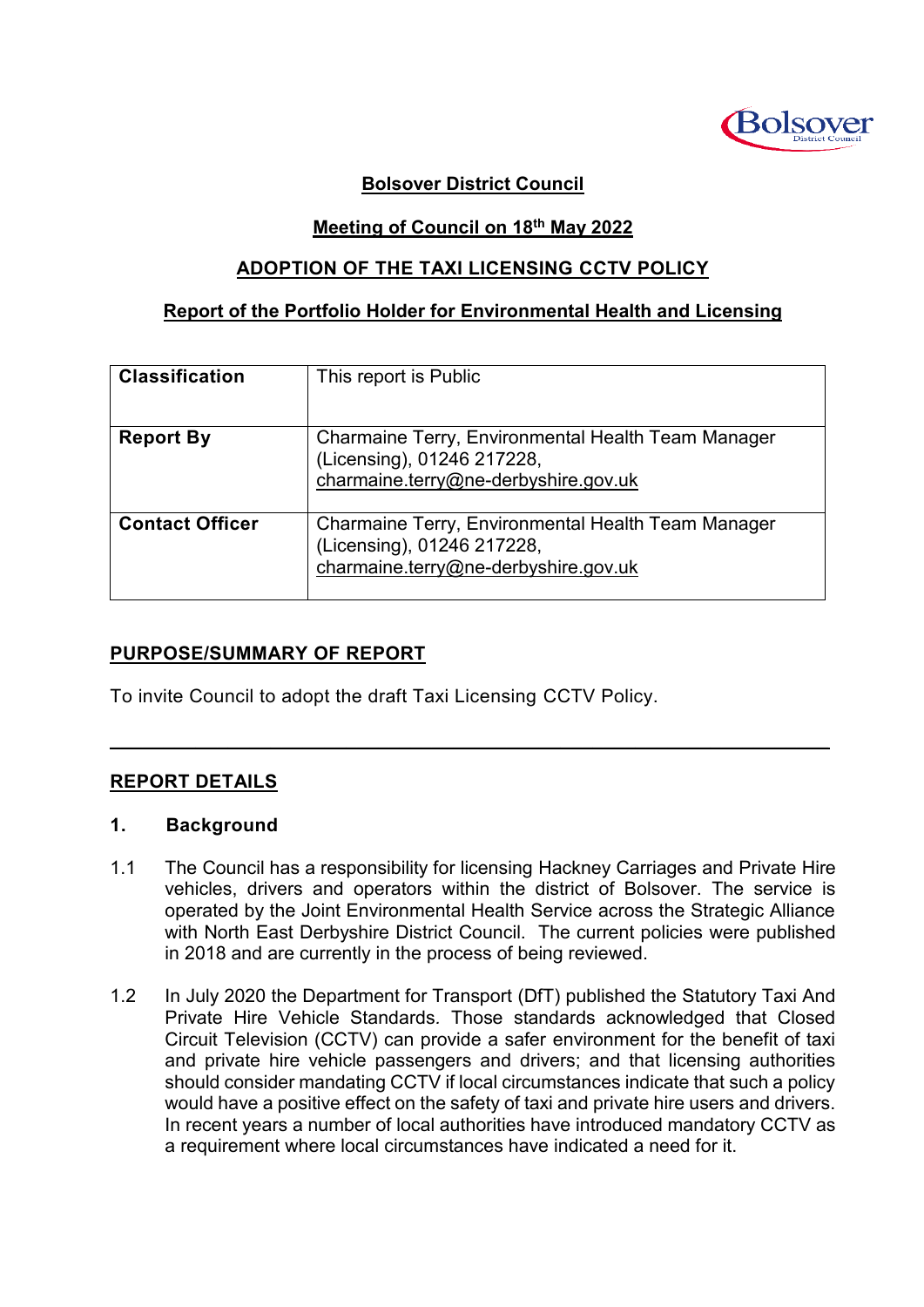**Bolsover District Council**

**Meeting of Council on 18th May 2022**

**ADOPTION OF THE TAXI LICENSING CCTV POLICY**

**Report of the Portfolio Holder for Environmental Health and Licensing**

| | |
|---|---|
| **Classification** | This report is Public |
| **Report By** | Charmaine Terry, Environmental Health Team Manager (Licensing), 01246 217228, charmaine.terry@ne-derbyshire.gov.uk |
| **Contact Officer** | Charmaine Terry, Environmental Health Team Manager (Licensing), 01246 217228, charmaine.terry@ne-derbyshire.gov.uk |

**PURPOSE/SUMMARY OF REPORT**

To invite Council to adopt the draft Taxi Licensing CCTV Policy.

---

**REPORT DETAILS**

**1. Background**

1.1 The Council has a responsibility for licensing Hackney Carriages and Private Hire vehicles, drivers and operators within the district of Bolsover. The service is operated by the Joint Environmental Health Service across the Strategic Alliance with North East Derbyshire District Council. The current policies were published in 2018 and are currently in the process of being reviewed.

1.2 In July 2020 the Department for Transport (DfT) published the Statutory Taxi And Private Hire Vehicle Standards. Those standards acknowledged that Closed Circuit Television (CCTV) can provide a safer environment for the benefit of taxi and private hire vehicle passengers and drivers; and that licensing authorities should consider mandating CCTV if local circumstances indicate that such a policy would have a positive effect on the safety of taxi and private hire users and drivers. In recent years a number of local authorities have introduced mandatory CCTV as a requirement where local circumstances have indicated a need for it.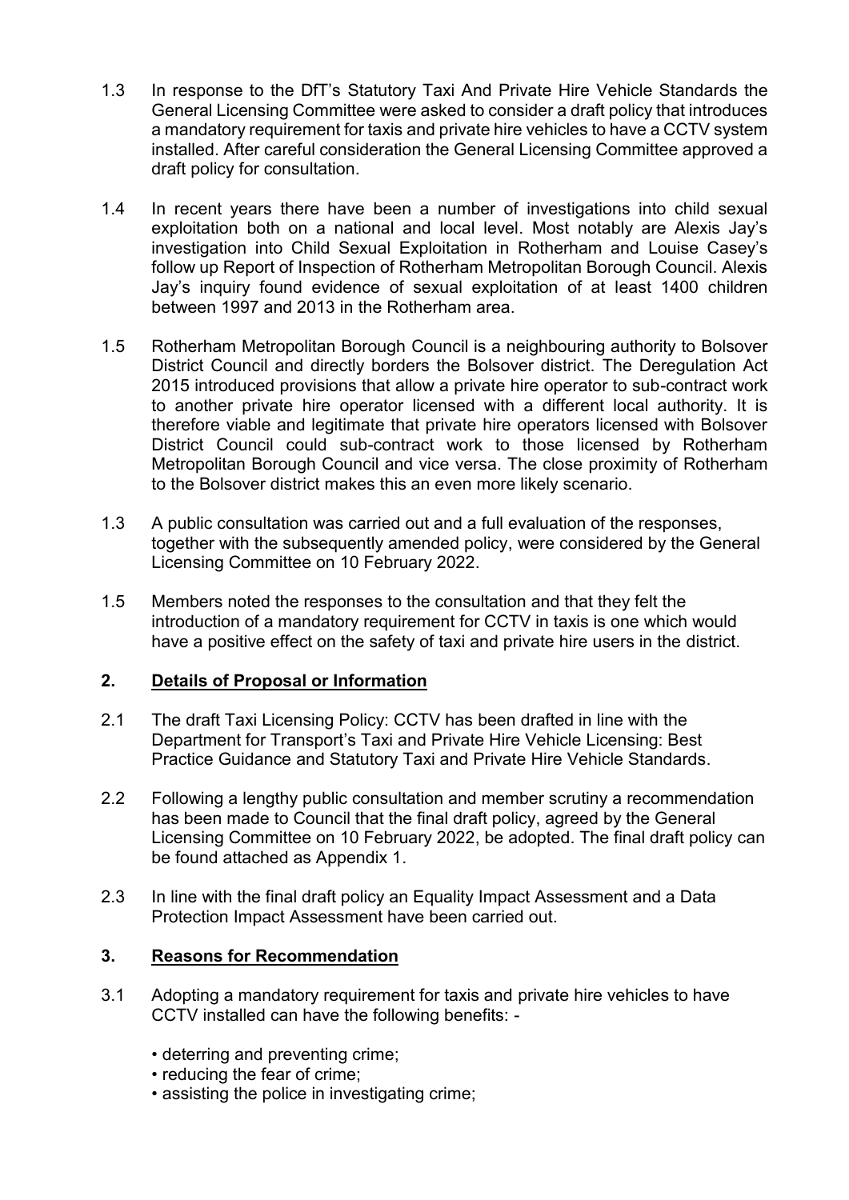1.3 In response to the DfT's Statutory Taxi And Private Hire Vehicle Standards the General Licensing Committee were asked to consider a draft policy that introduces a mandatory requirement for taxis and private hire vehicles to have a CCTV system installed. After careful consideration the General Licensing Committee approved a draft policy for consultation.

1.4 In recent years there have been a number of investigations into child sexual exploitation both on a national and local level. Most notably are Alexis Jay's investigation into Child Sexual Exploitation in Rotherham and Louise Casey's follow up Report of Inspection of Rotherham Metropolitan Borough Council. Alexis Jay's inquiry found evidence of sexual exploitation of at least 1400 children between 1997 and 2013 in the Rotherham area.

1.5 Rotherham Metropolitan Borough Council is a neighbouring authority to Bolsover District Council and directly borders the Bolsover district. The Deregulation Act 2015 introduced provisions that allow a private hire operator to sub-contract work to another private hire operator licensed with a different local authority. It is therefore viable and legitimate that private hire operators licensed with Bolsover District Council could sub-contract work to those licensed by Rotherham Metropolitan Borough Council and vice versa. The close proximity of Rotherham to the Bolsover district makes this an even more likely scenario.

1.3 A public consultation was carried out and a full evaluation of the responses, together with the subsequently amended policy, were considered by the General Licensing Committee on 10 February 2022.

1.5 Members noted the responses to the consultation and that they felt the introduction of a mandatory requirement for CCTV in taxis is one which would have a positive effect on the safety of taxi and private hire users in the district.

## 2. Details of Proposal or Information

2.1 The draft Taxi Licensing Policy: CCTV has been drafted in line with the Department for Transport's Taxi and Private Hire Vehicle Licensing: Best Practice Guidance and Statutory Taxi and Private Hire Vehicle Standards.

2.2 Following a lengthy public consultation and member scrutiny a recommendation has been made to Council that the final draft policy, agreed by the General Licensing Committee on 10 February 2022, be adopted. The final draft policy can be found attached as Appendix 1.

2.3 In line with the final draft policy an Equality Impact Assessment and a Data Protection Impact Assessment have been carried out.

## 3. Reasons for Recommendation

3.1 Adopting a mandatory requirement for taxis and private hire vehicles to have CCTV installed can have the following benefits: -

- deterring and preventing crime;
- reducing the fear of crime;
- assisting the police in investigating crime;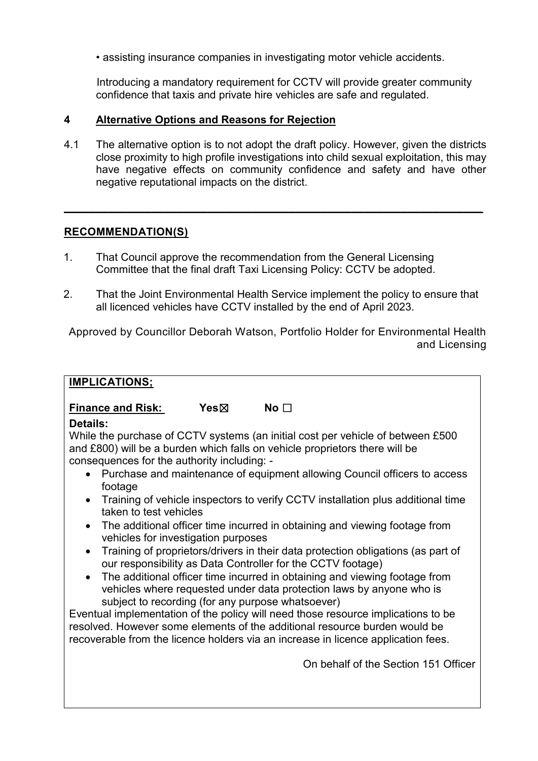- assisting insurance companies in investigating motor vehicle accidents.

Introducing a mandatory requirement for CCTV will provide greater community confidence that taxis and private hire vehicles are safe and regulated.

## 4 Alternative Options and Reasons for Rejection

4.1 The alternative option is to not adopt the draft policy. However, given the districts close proximity to high profile investigations into child sexual exploitation, this may have negative effects on community confidence and safety and have other negative reputational impacts on the district.

---

## RECOMMENDATION(S)

1. That Council approve the recommendation from the General Licensing Committee that the final draft Taxi Licensing Policy: CCTV be adopted.

2. That the Joint Environmental Health Service implement the policy to ensure that all licenced vehicles have CCTV installed by the end of April 2023.

Approved by Councillor Deborah Watson, Portfolio Holder for Environmental Health and Licensing

**IMPLICATIONS;**

**Finance and Risk:** **Yes**☒ **No** ☐

**Details:**

While the purchase of CCTV systems (an initial cost per vehicle of between £500 and £800) will be a burden which falls on vehicle proprietors there will be consequences for the authority including: -

- Purchase and maintenance of equipment allowing Council officers to access footage
- Training of vehicle inspectors to verify CCTV installation plus additional time taken to test vehicles
- The additional officer time incurred in obtaining and viewing footage from vehicles for investigation purposes
- Training of proprietors/drivers in their data protection obligations (as part of our responsibility as Data Controller for the CCTV footage)
- The additional officer time incurred in obtaining and viewing footage from vehicles where requested under data protection laws by anyone who is subject to recording (for any purpose whatsoever)

Eventual implementation of the policy will need those resource implications to be resolved. However some elements of the additional resource burden would be recoverable from the licence holders via an increase in licence application fees.

On behalf of the Section 151 Officer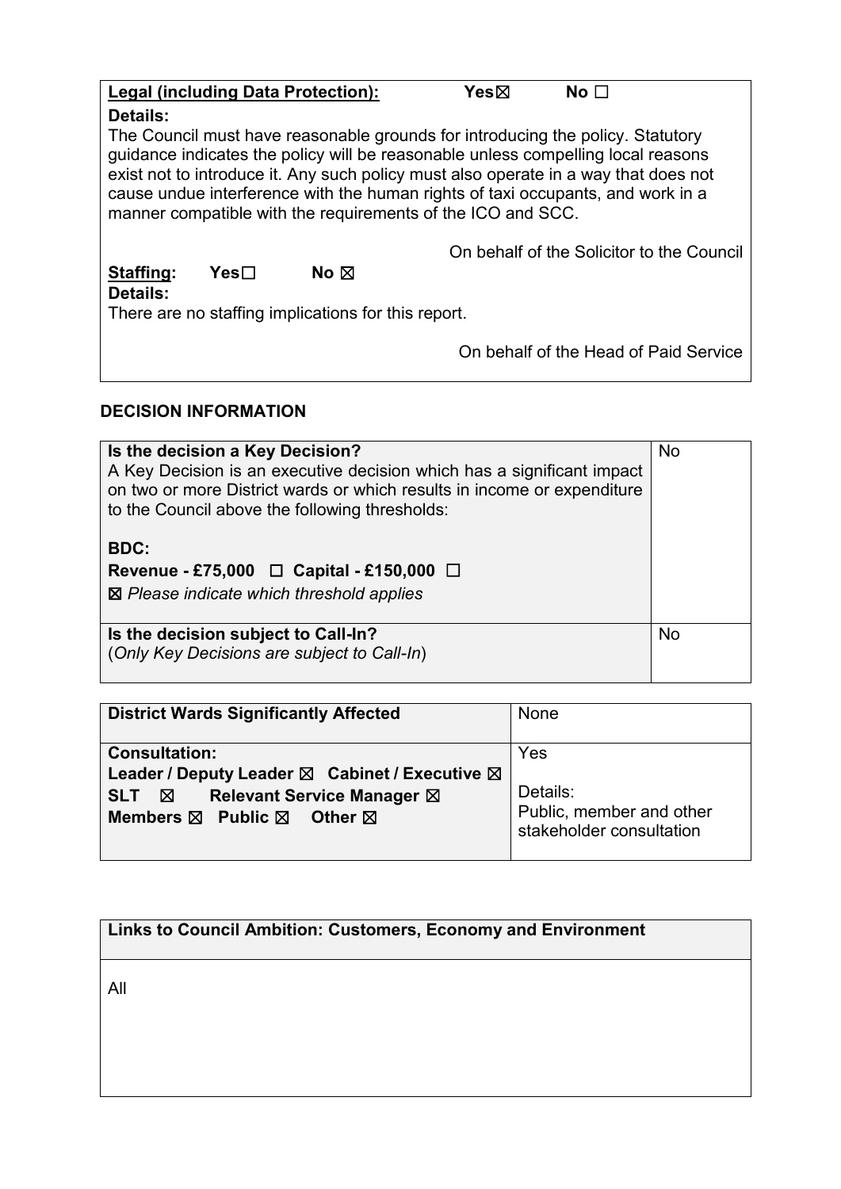| **Legal (including Data Protection):** Yes☒ No ☐ |
|---|
| **Details:**<br>The Council must have reasonable grounds for introducing the policy. Statutory guidance indicates the policy will be reasonable unless compelling local reasons exist not to introduce it. Any such policy must also operate in a way that does not cause undue interference with the human rights of taxi occupants, and work in a manner compatible with the requirements of the ICO and SCC.<br><br>On behalf of the Solicitor to the Council |
| **Staffing:** Yes☐ No ☒<br>**Details:**<br>There are no staffing implications for this report.<br><br>On behalf of the Head of Paid Service |

## DECISION INFORMATION

| | |
|---|---|
| **Is the decision a Key Decision?**<br>A Key Decision is an executive decision which has a significant impact on two or more District wards or which results in income or expenditure to the Council above the following thresholds:<br><br>**BDC:**<br>**Revenue - £75,000** ☐ **Capital - £150,000** ☐<br>☒ *Please indicate which threshold applies* | No |
| **Is the decision subject to Call-In?**<br>(*Only Key Decisions are subject to Call-In*) | No |

| | |
|---|---|
| **District Wards Significantly Affected** | None |
| **Consultation:**<br>**Leader / Deputy Leader** ☒ **Cabinet / Executive** ☒<br>**SLT** ☒ **Relevant Service Manager** ☒<br>**Members** ☒ **Public** ☒ **Other** ☒ | Yes<br><br>Details:<br>Public, member and other stakeholder consultation |

| **Links to Council Ambition: Customers, Economy and Environment** |
|---|
| All |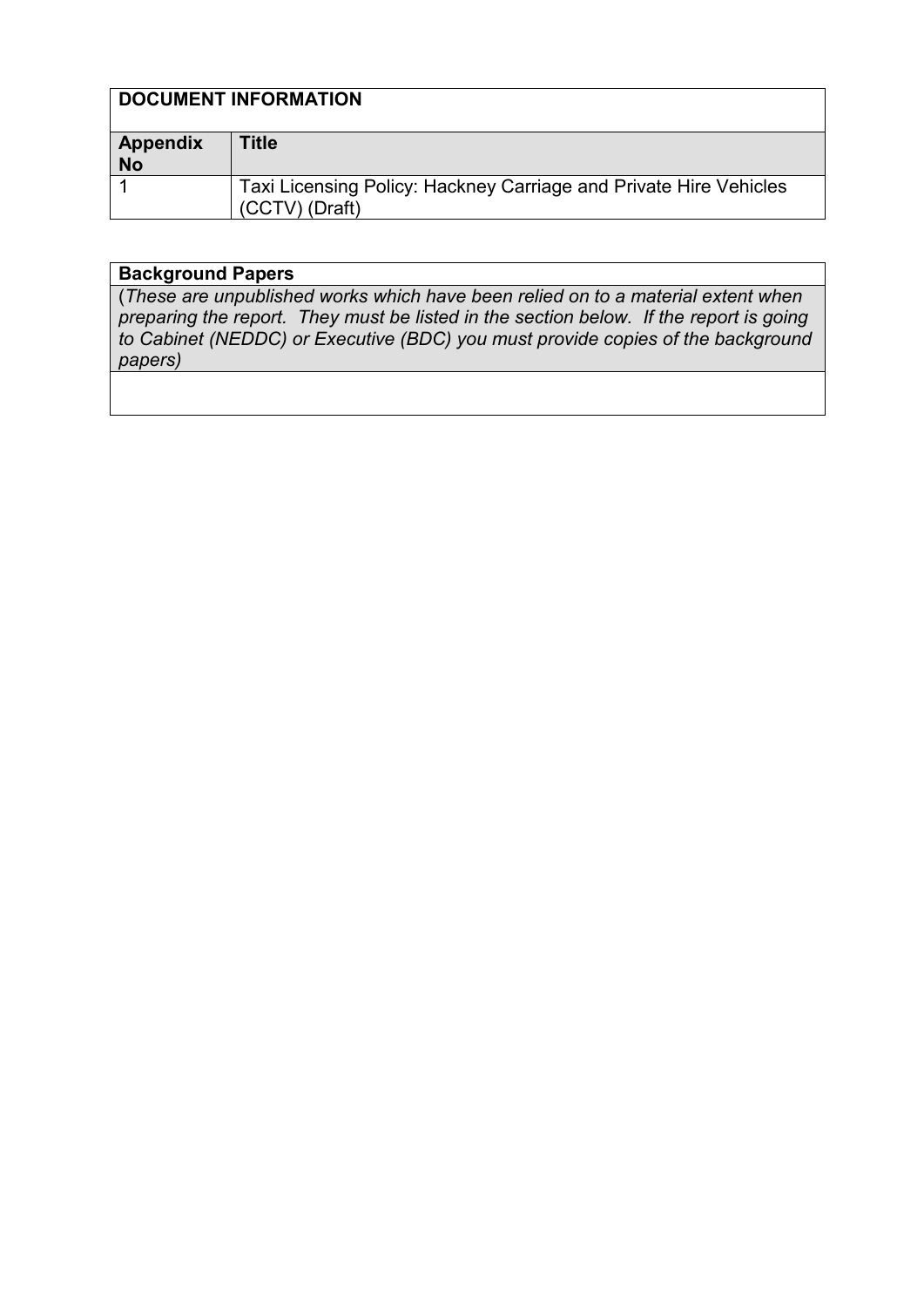| DOCUMENT INFORMATION | |
|---|---|
| **Appendix No** | **Title** |
| 1 | Taxi Licensing Policy: Hackney Carriage and Private Hire Vehicles (CCTV) (Draft) |

| **Background Papers** |
|---|
| (*These are unpublished works which have been relied on to a material extent when preparing the report. They must be listed in the section below. If the report is going to Cabinet (NEDDC) or Executive (BDC) you must provide copies of the background papers)* |
| |